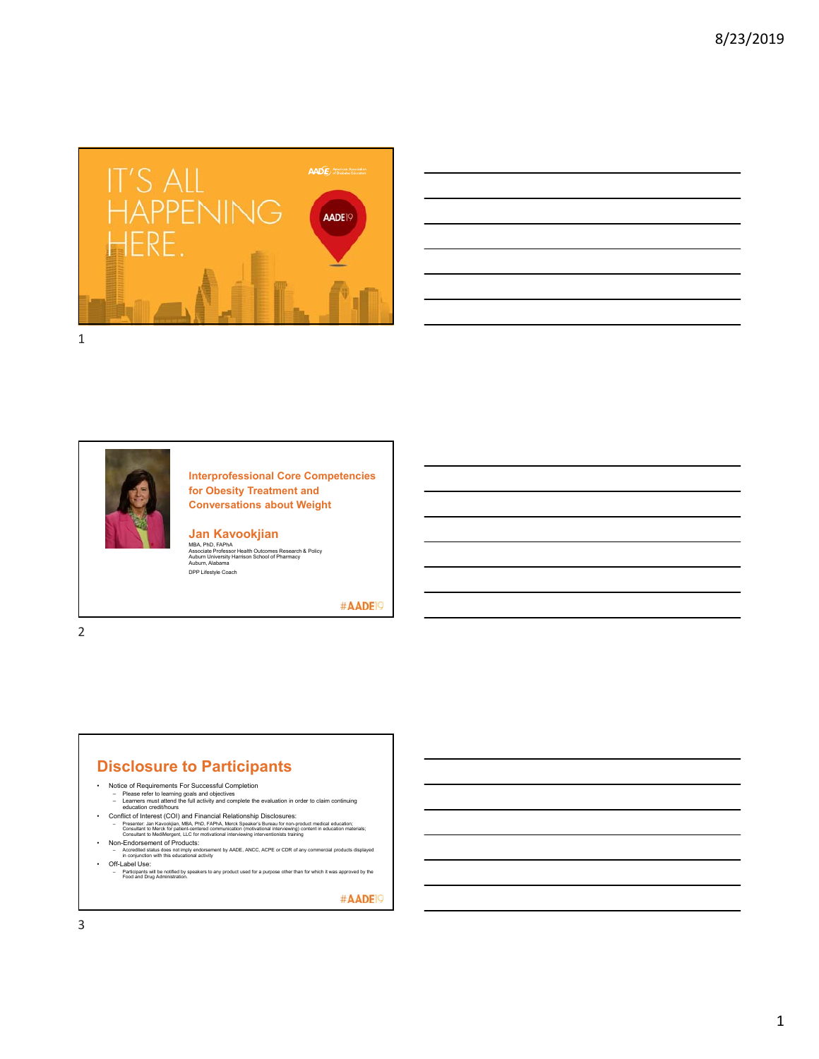IT'S ALL HAPPENING HERE.

AADE19

## Interprofessional Core Competencies for Obesity Treatment and Conversations about Weight

**Jan Kavookjian**

MBA, PhD, FAPhA
Associate Professor Health Outcomes Research & Policy
Auburn University Harrison School of Pharmacy
Auburn, Alabama

DPP Lifestyle Coach

#AADE19

## Disclosure to Participants

- Notice of Requirements For Successful Completion
  - Please refer to learning goals and objectives
  - Learners must attend the full activity and complete the evaluation in order to claim continuing education credit/hours
- Conflict of Interest (COI) and Financial Relationship Disclosures:
  - Presenter: Jan Kavookjian, MBA, PhD, FAPhA, Merck Speaker's Bureau for non-product medical education; Consultant to Merck for patient-centered communication (motivational interviewing) content in education materials; Consultant to MediMergent, LLC for motivational interviewing interventionists training
- Non-Endorsement of Products:
  - Accredited status does not imply endorsement by AADE, ANCC, ACPE or CDR of any commercial products displayed in conjunction with this educational activity
- Off-Label Use:
  - Participants will be notified by speakers to any product used for a purpose other than for which it was approved by the Food and Drug Administration.

#AADE19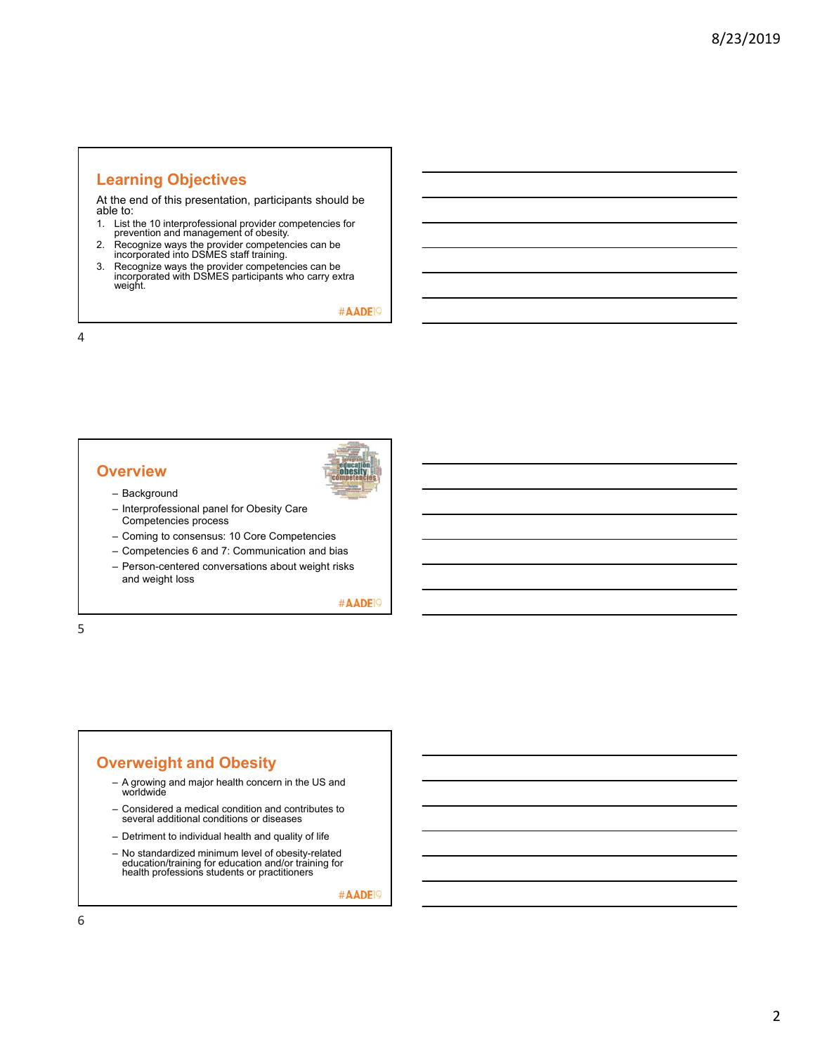## Learning Objectives

At the end of this presentation, participants should be able to:

1. List the 10 interprofessional provider competencies for prevention and management of obesity.
2. Recognize ways the provider competencies can be incorporated into DSMES staff training.
3. Recognize ways the provider competencies can be incorporated with DSMES participants who carry extra weight.

#AADE19

## Overview

- Background
- Interprofessional panel for Obesity Care Competencies process
- Coming to consensus: 10 Core Competencies
- Competencies 6 and 7: Communication and bias
- Person-centered conversations about weight risks and weight loss

#AADE19

## Overweight and Obesity

- A growing and major health concern in the US and worldwide
- Considered a medical condition and contributes to several additional conditions or diseases
- Detriment to individual health and quality of life
- No standardized minimum level of obesity-related education/training for education and/or training for health professions students or practitioners

#AADE19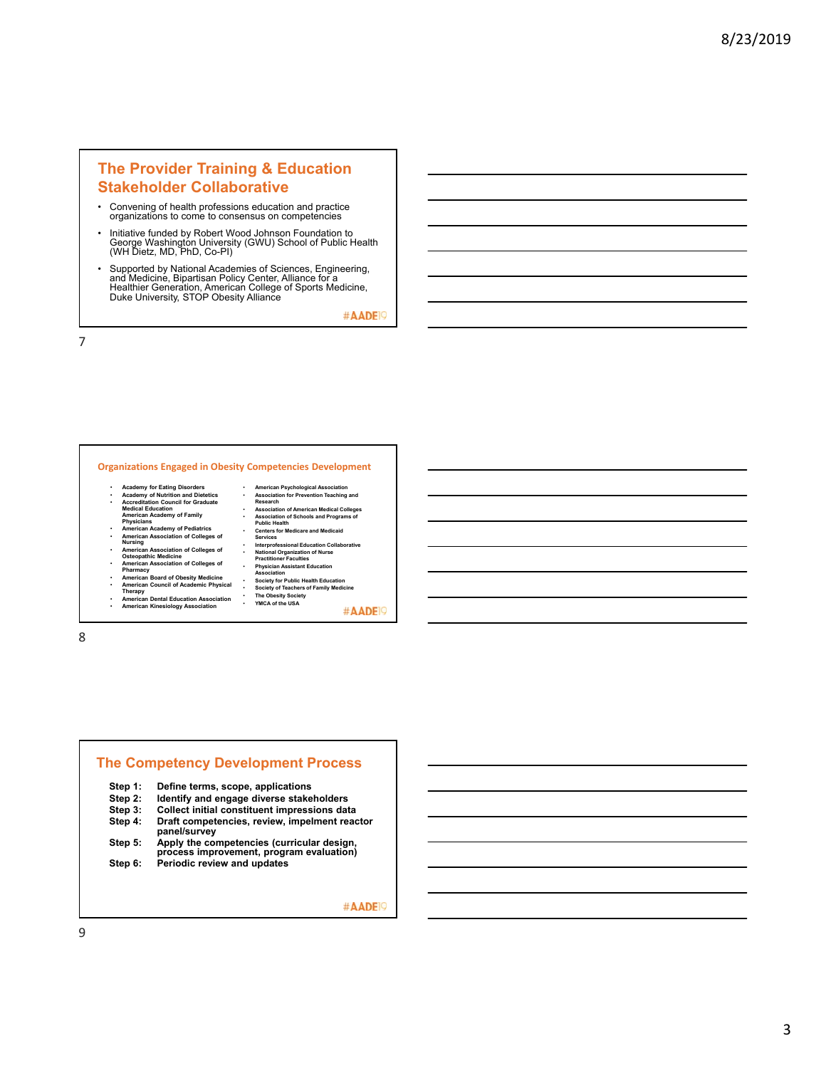## The Provider Training & Education Stakeholder Collaborative

- Convening of health professions education and practice organizations to come to consensus on competencies
- Initiative funded by Robert Wood Johnson Foundation to George Washington University (GWU) School of Public Health (WH Dietz, MD, PhD, Co-PI)
- Supported by National Academies of Sciences, Engineering, and Medicine, Bipartisan Policy Center, Alliance for a Healthier Generation, American College of Sports Medicine, Duke University, STOP Obesity Alliance

#AADE19

## Organizations Engaged in Obesity Competencies Development

- **Academy for Eating Disorders**
- **Academy of Nutrition and Dietetics**
- **Accreditation Council for Graduate Medical Education**
- **American Academy of Family Physicians**
- **American Academy of Pediatrics**
- **American Association of Colleges of Nursing**
- **American Association of Colleges of Osteopathic Medicine**
- **American Association of Colleges of Pharmacy**
- **American Board of Obesity Medicine**
- **American Council of Academic Physical Therapy**
- **American Dental Education Association**
- **American Kinesiology Association**
- **American Psychological Association**
- **Association for Prevention Teaching and Research**
- **Association of American Medical Colleges**
- **Association of Schools and Programs of Public Health**
- **Centers for Medicare and Medicaid Services**
- **Interprofessional Education Collaborative**
- **National Organization of Nurse Practitioner Faculties**
- **Physician Assistant Education Association**
- **Society for Public Health Education**
- **Society of Teachers of Family Medicine**
- **The Obesity Society**
- **YMCA of the USA**

#AADE19

## The Competency Development Process

**Step 1:** **Define terms, scope, applications**
**Step 2:** **Identify and engage diverse stakeholders**
**Step 3:** **Collect initial constituent impressions data**
**Step 4:** **Draft competencies, review, impelment reactor panel/survey**
**Step 5:** **Apply the competencies (curricular design, process improvement, program evaluation)**
**Step 6:** **Periodic review and updates**

#AADE19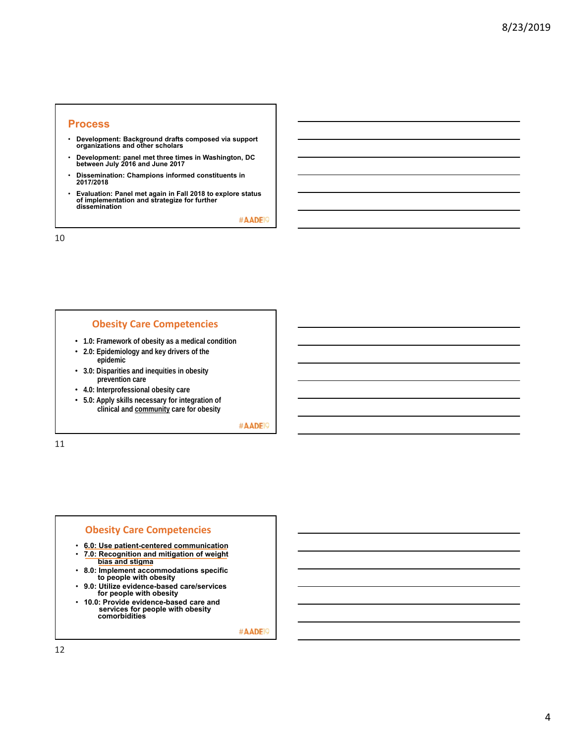## Process

- Development: Background drafts composed via support organizations and other scholars
- Development: panel met three times in Washington, DC between July 2016 and June 2017
- Dissemination: Champions informed constituents in 2017/2018
- Evaluation: Panel met again in Fall 2018 to explore status of implementation and strategize for further dissemination

#AADE19

## Obesity Care Competencies

- 1.0: Framework of obesity as a medical condition
- 2.0: Epidemiology and key drivers of the epidemic
- 3.0: Disparities and inequities in obesity prevention care
- 4.0: Interprofessional obesity care
- 5.0: Apply skills necessary for integration of clinical and community care for obesity

#AADE19

## Obesity Care Competencies

- 6.0: Use patient-centered communication
- 7.0: Recognition and mitigation of weight bias and stigma
- 8.0: Implement accommodations specific to people with obesity
- 9.0: Utilize evidence-based care/services for people with obesity
- 10.0: Provide evidence-based care and services for people with obesity comorbidities

#AADE19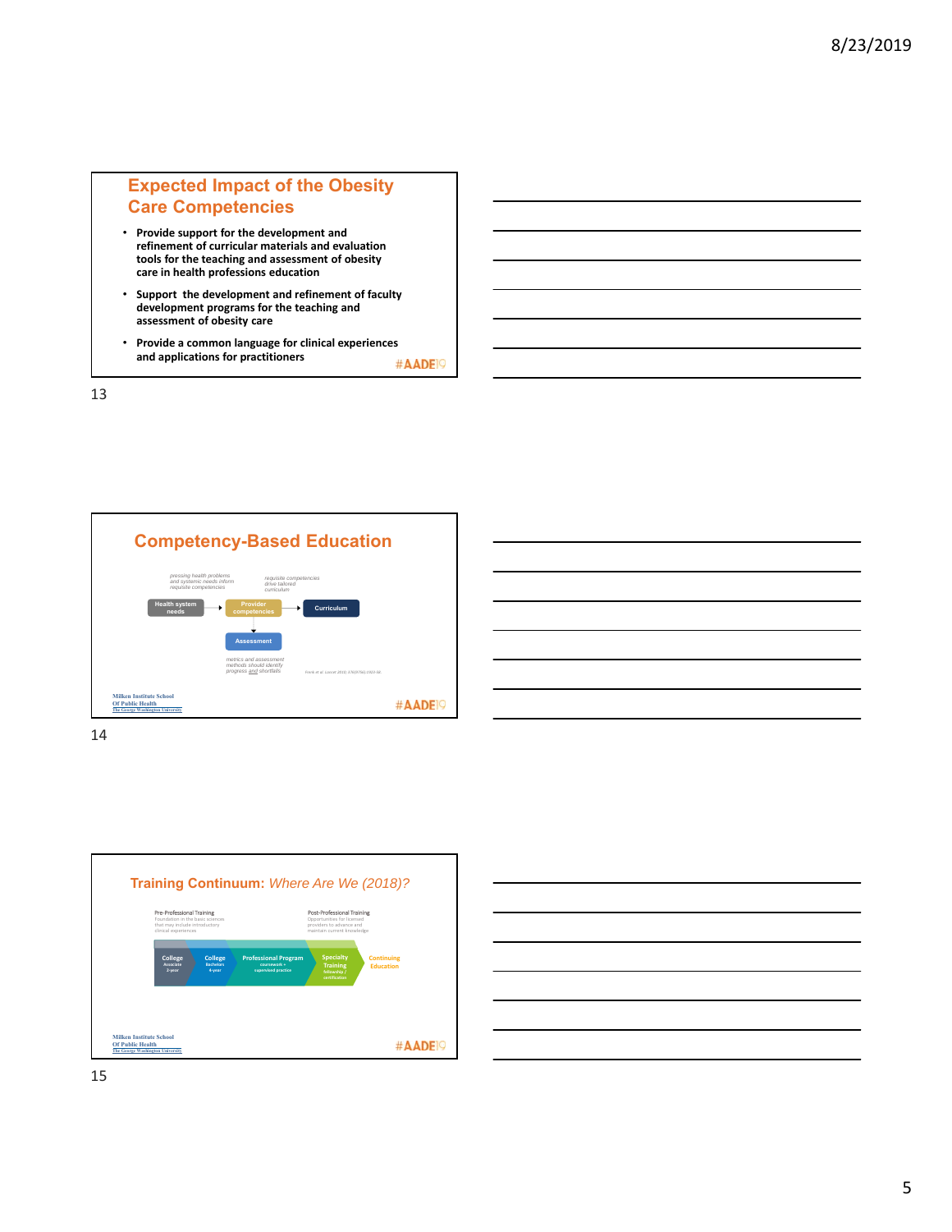## Expected Impact of the Obesity Care Competencies

- **Provide support for the development and refinement of curricular materials and evaluation tools for the teaching and assessment of obesity care in health professions education**
- **Support the development and refinement of faculty development programs for the teaching and assessment of obesity care**
- **Provide a common language for clinical experiences and applications for practitioners**

#AADE19

## Competency-Based Education

*pressing health problems and systemic needs inform requisite competencies*

*requisite competencies drive tailored curriculum*

Health system needs → Provider competencies → Curriculum

Provider competencies → Assessment

*metrics and assessment methods should identify progress and shortfalls*

*Frenk et al. Lancet 2010; 376(9756):1923-58.*

Milken Institute School Of Public Health
The George Washington University

#AADE19

## Training Continuum: *Where Are We (2018)?*

Pre-Professional Training
Foundation in the basic sciences that may include introductory clinical experiences

Post-Professional Training
Opportunities for licensed providers to advance and maintain current knowledge

College (Associate, 2-year) → College (Bachelors, 4-year) → Professional Program (coursework + supervised practice) → Specialty Training (fellowship / certification) → Continuing Education

Milken Institute School Of Public Health
The George Washington University

#AADE19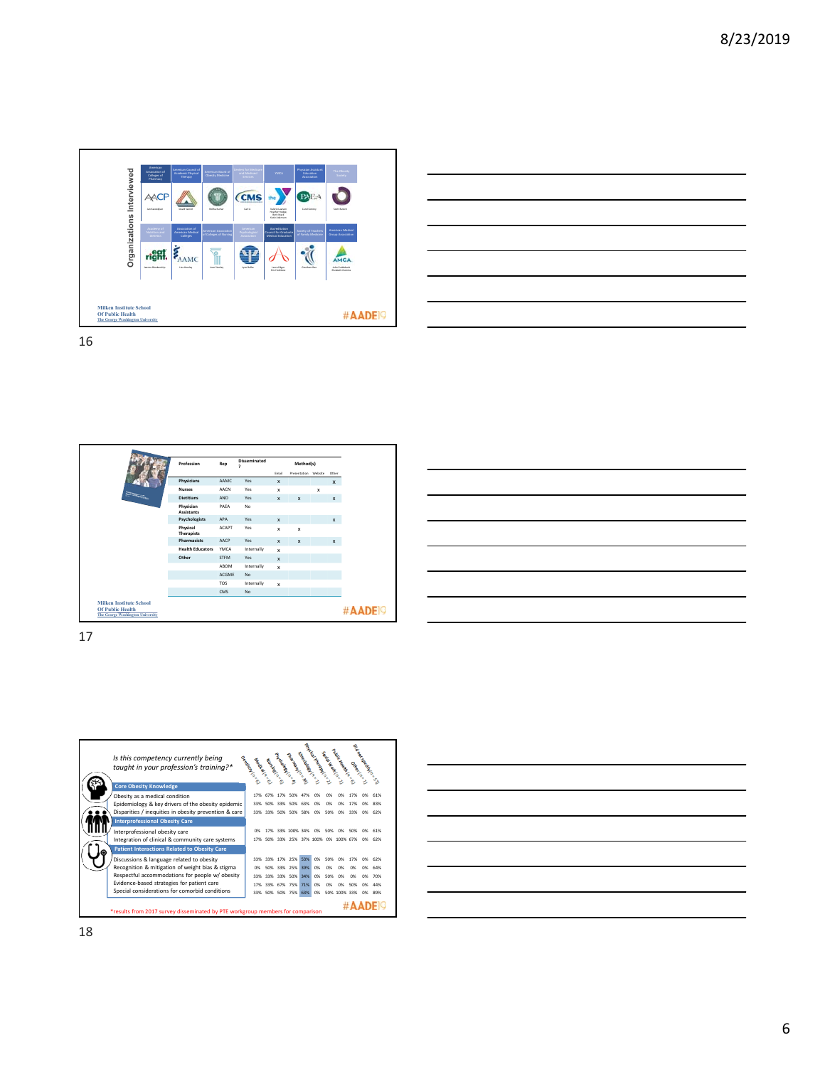## Organizations Interviewed

| American Association of Colleges of Pharmacy | American Council of Academic Physical Therapy | American Board of Obesity Medicine | Centers for Medicare and Medicaid Services | YMCA | Physician Assistant Education Association | The Obesity Society |
|---|---|---|---|---|---|---|
| Academy of Nutrition and Dietetics | Association of American Medical Colleges | American Association of Colleges of Nursing | American Psychological Association | Accreditation Council for Graduate Medical Education | Society of Teachers of Family Medicine | American Medical Group Association |

Milken Institute School Of Public Health
The George Washington University

#AADE19

| Profession | Rep | Disseminated? | Method(s) | | | |
|---|---|---|---|---|---|---|
| | | | Email | Presentation | Website | Other |
| Physicians | AAMC | Yes | x | | | x |
| Nurses | AACN | Yes | x | | x | |
| Dietitians | AND | Yes | x | x | | x |
| Physician Assistants | PAEA | No | | | | |
| Psychologists | APA | Yes | x | | | x |
| Physical Therapists | ACAPT | Yes | x | x | | |
| Pharmacists | AACP | Yes | x | x | | x |
| Health Educators | YMCA | Internally | x | | | |
| Other | STFM | Yes | x | | | |
| | ABOM | Internally | x | | | |
| | ACGME | No | | | | |
| | TOS | Internally | x | | | |
| | CMS | No | | | | |

Milken Institute School Of Public Health
The George Washington University

#AADE19

*Is this competency currently being taught in your profession's training?**

| | Dentistry (n=6) | Medical (n=6) | Nursing (n=6) | Psychology (n=4) | Pharmacy (n=38) | Kinesiology (n=2) | Physical Therapy (n=2) | Social Work (n=3) | Public Health (n=6) | Other (n=1) | Did not specify (n=55) |
|---|---|---|---|---|---|---|---|---|---|---|---|
| **Core Obesity Knowledge** | | | | | | | | | | | |
| Obesity as a medical condition | 17% | 67% | 17% | 50% | 47% | 0% | 0% | 0% | 17% | 0% | 61% |
| Epidemiology & key drivers of the obesity epidemic | 33% | 50% | 33% | 50% | 63% | 0% | 0% | 0% | 17% | 0% | 83% |
| Disparities / inequities in obesity prevention & care | 33% | 33% | 50% | 50% | 58% | 0% | 50% | 0% | 33% | 0% | 62% |
| **Interprofessional Obesity Care** | | | | | | | | | | | |
| Interprofessional obesity care | 0% | 17% | 33% | 100% | 34% | 0% | 50% | 0% | 50% | 0% | 61% |
| Integration of clinical & community care systems | 17% | 50% | 33% | 25% | 37% | 100% | 0% | 100% | 67% | 0% | 62% |
| **Patient Interactions Related to Obesity Care** | | | | | | | | | | | |
| Discussions & language related to obesity | 33% | 33% | 17% | 25% | 53% | 0% | 50% | 0% | 17% | 0% | 62% |
| Recognition & mitigation of weight bias & stigma | 0% | 50% | 33% | 25% | 39% | 0% | 0% | 0% | 0% | 0% | 64% |
| Respectful accommodations for people w/ obesity | 33% | 33% | 33% | 50% | 34% | 0% | 50% | 0% | 0% | 0% | 70% |
| Evidence-based strategies for patient care | 17% | 33% | 67% | 75% | 71% | 0% | 0% | 0% | 50% | 0% | 44% |
| Special considerations for comorbid conditions | 33% | 50% | 50% | 75% | 63% | 0% | 50% | 100% | 33% | 0% | 89% |

*results from 2017 survey disseminated by PTE workgroup members for comparison

#AADE19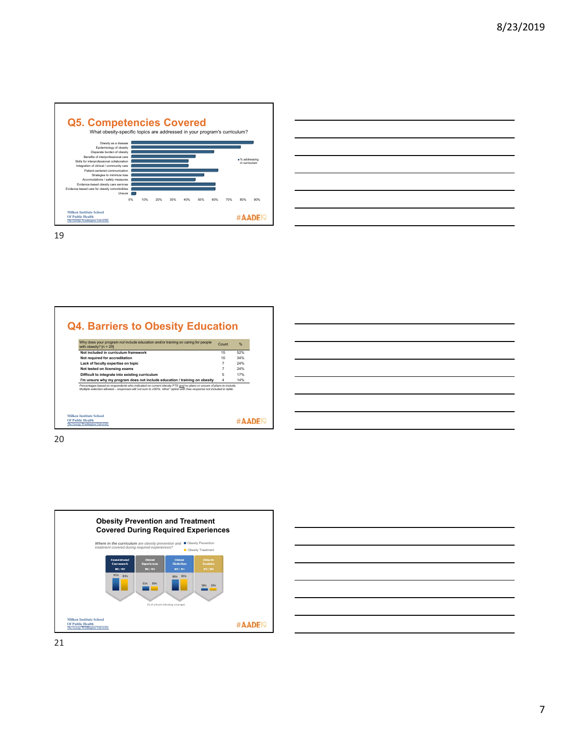## Q5. Competencies Covered

What obesity-specific topics are addressed in your program's curriculum?

Obesity as a disease
Epidemiology of obesity
Disparate burden of obesity
Benefits of interprofessional care
Skills for interprofessional collaboration
Integration of clinical / community care
Patient-centered communication
Strategies to minimize bias
Accomodations / safety measures
Evidence-based obesity care services
Evidence-based care for obesity comorbidities
Unsure

0% 10% 20% 30% 40% 50% 60% 70% 80% 90%

■ % addressing in curriculum

Milken Institute School Of Public Health
The George Washington University

#AADE19

## Q4. Barriers to Obesity Education

| Why does your program *not* include education and/or training on caring for people with obesity? [n = 29] | Count | % |
|---|---|---|
| **Not included in curriculum framework** | 15 | 52% |
| **Not required for accreditation** | 10 | 34% |
| **Lack of faculty expertise on topic** | 7 | 24% |
| **Not tested on licensing exams** | 7 | 24% |
| **Difficult to integrate into existing curriculum** | 5 | 17% |
| **I'm unsure why my program does not include education / training on obesity** | 4 | 14% |

*Percentages based on respondents who indicated no current obesity PTE and no plans or unsure of plans to include. Multiple selection allowed – responses will not sum to 100%; "other" option with free-response not included in table.*

Milken Institute School Of Public Health
The George Washington University

#AADE19

## Obesity Prevention and Treatment Covered During Required Experiences

*Where in the curriculum* are obesity prevention and treatment covered during required experiences?

■ Obesity Prevention
■ Obesity Treatment

| | Foundational Coursework M1 / M2 | Clinical Experiences M1 / M2 | Clinical Clerkships M3 / M4 | Didactic Sessions M3 / M4 |
|---|---|---|---|---|
| Obesity Prevention | 91% | 31% | 80% | 18% |
| Obesity Treatment | 83% | 30% | 83% | 19% |

[% of schools indicating coverage]

Milken Institute School Of Public Health
The George Washington University

#AADE19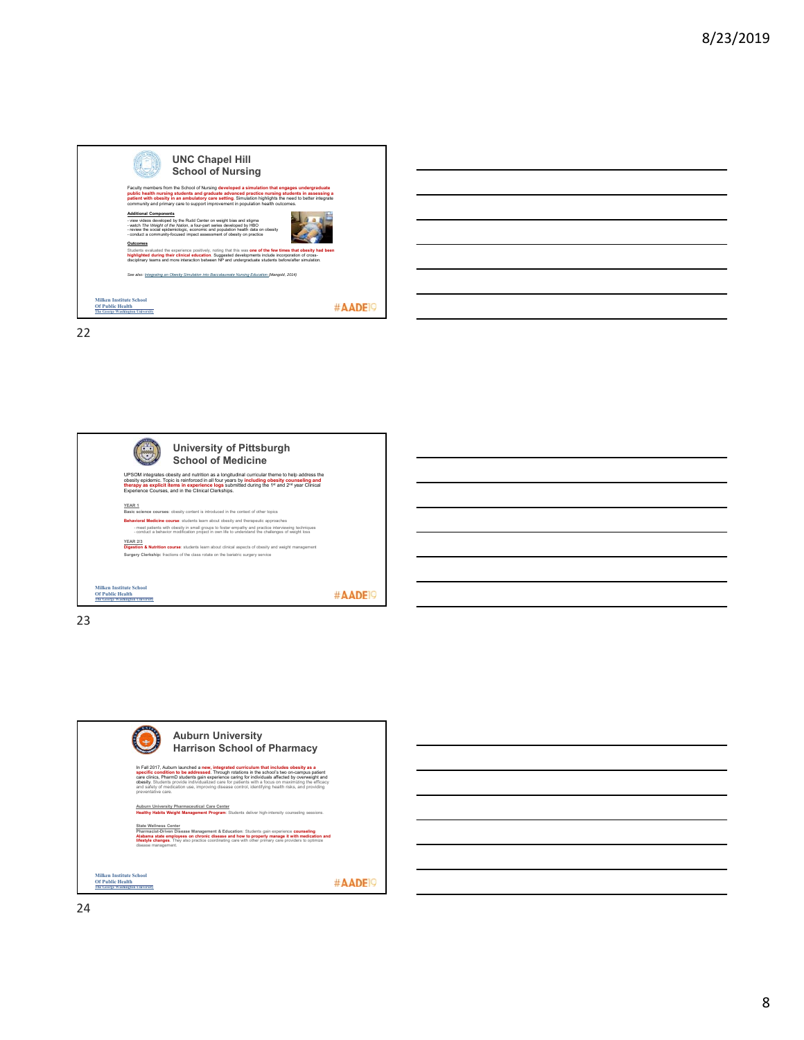## UNC Chapel Hill School of Nursing

Faculty members from the School of Nursing **developed a simulation that engages undergraduate public health nursing students and graduate advanced practice nursing students in assessing a patient with obesity in an ambulatory care setting**. Simulation highlights the need to better integrate community and primary care to support improvement in population health outcomes.

**Additional Components**

- view videos developed by the Rudd Center on weight bias and stigma
- watch *The Weight of the Nation*, a four-part series developed by HBO
- review the social epidemiologic, economic and population health data on obesity
- conduct a community-focused impact assessment of obesity on practice

**Outcomes**

Students evaluated the experience positively, noting that this was **one of the few times that obesity had been highlighted during their clinical education**. Suggested developments include incorporation of cross-disciplinary teams and more interaction between NP and undergraduate students before/after simulation.

*See also: Integrating an Obesity Simulation Into Baccalaureate Nursing Education (Mangold, 2014)*

Milken Institute School Of Public Health
The George Washington University

#AADE19

---

## University of Pittsburgh School of Medicine

UPSOM integrates obesity and nutrition as a longitudinal curricular theme to help address the obesity epidemic. Topic is reinforced in all four years by **including obesity counseling and therapy as explicit items in experience logs** submitted during the 1st and 2nd year Clinical Experience Courses, and in the Clinical Clerkships.

YEAR 1

**Basic science courses**: obesity content is introduced in the context of other topics

**Behavioral Medicine course**: students learn about obesity and therapeutic approaches

- meet patients with obesity in small groups to foster empathy and practice interviewing techniques
- conduct a behavior modification project in own life to understand the challenges of weight loss

YEAR 2/3

**Digestion & Nutrition course**: students learn about clinical aspects of obesity and weight management

**Surgery Clerkship:** fractions of the class rotate on the bariatric surgery service

Milken Institute School Of Public Health
The George Washington University

#AADE19

---

## Auburn University Harrison School of Pharmacy

In Fall 2017, Auburn launched a **new, integrated curriculum that includes obesity as a specific condition to be addressed**. Through rotations in the school's two on-campus patient care clinics, PharmD students gain experience caring for individuals affected by overweight and obesity. Students provide individualized care for patients with a focus on maximizing the efficacy and safety of medication use, improving disease control, identifying health risks, and providing preventative care.

Auburn University Pharmaceutical Care Center

**Healthy Habits Weight Management Program**: Students deliver high-intensity counseling sessions.

State Wellness Center

**Pharmacist-Driven Disease Management & Education**: Students gain experience **counseling Alabama state employees on chronic disease and how to properly manage it with medication and lifestyle changes**. They also practice coordinating care with other primary care providers to optimize disease management.

Milken Institute School Of Public Health
The George Washington University

#AADE19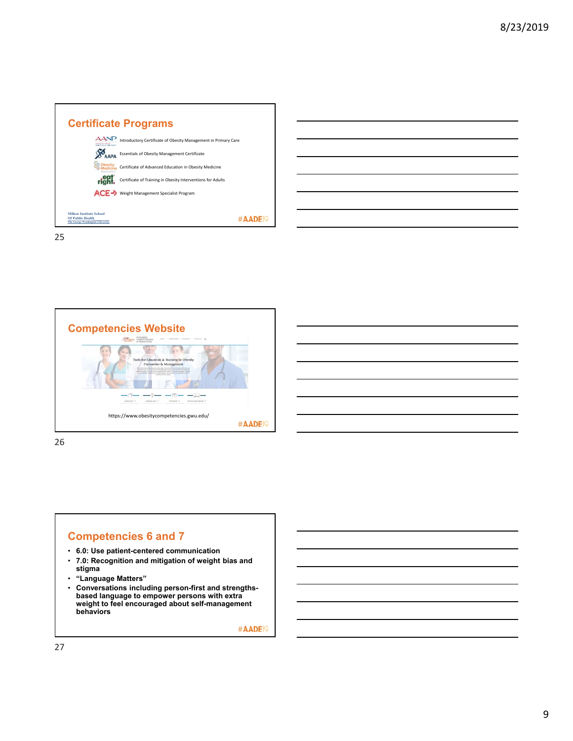## Certificate Programs

- AANP — Introductory Certificate of Obesity Management in Primary Care
- AAPA — Essentials of Obesity Management Certificate
- Obesity Medicine — Certificate of Advanced Education in Obesity Medicine
- eat right. — Certificate of Training in Obesity Interventions for Adults
- ACE — Weight Management Specialist Program

Milken Institute School Of Public Health, The George Washington University

#AADE19

## Competencies Website

Tools for Education & Training in Obesity Prevention & Management

https://www.obesitycompetencies.gwu.edu/

#AADE19

## Competencies 6 and 7

- **6.0: Use patient-centered communication**
- **7.0: Recognition and mitigation of weight bias and stigma**
- **"Language Matters"**
- **Conversations including person-first and strengths-based language to empower persons with extra weight to feel encouraged about self-management behaviors**

#AADE19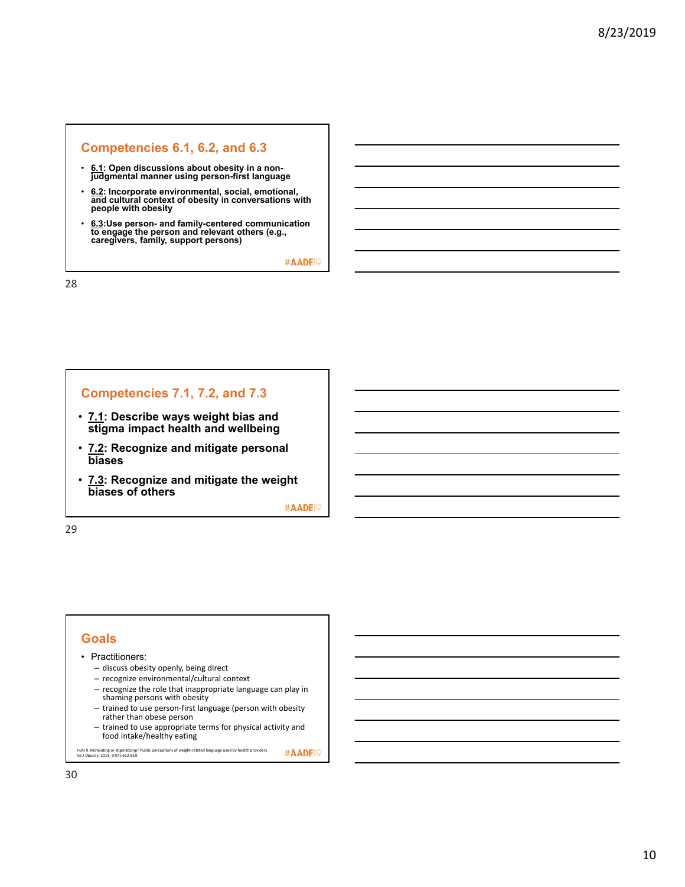## Competencies 6.1, 6.2, and 6.3

- **6.1: Open discussions about obesity in a non-judgmental manner using person-first language**
- **6.2: Incorporate environmental, social, emotional, and cultural context of obesity in conversations with people with obesity**
- **6.3:Use person- and family-centered communication to engage the person and relevant others (e.g., caregivers, family, support persons)**

#AADE19

## Competencies 7.1, 7.2, and 7.3

- **7.1: Describe ways weight bias and stigma impact health and wellbeing**
- **7.2: Recognize and mitigate personal biases**
- **7.3: Recognize and mitigate the weight biases of others**

#AADE19

## Goals

- Practitioners:
  - discuss obesity openly, being direct
  - recognize environmental/cultural context
  - recognize the role that inappropriate language can play in shaming persons with obesity
  - trained to use person-first language (person with obesity rather than obese person
  - trained to use appropriate terms for physical activity and food intake/healthy eating

Puhl R. Motivating or stigmatizing? Public perceptions of weight-related language used by health providers. *Int J Obesity*. 2013; 37(4):612-619.

#AADE19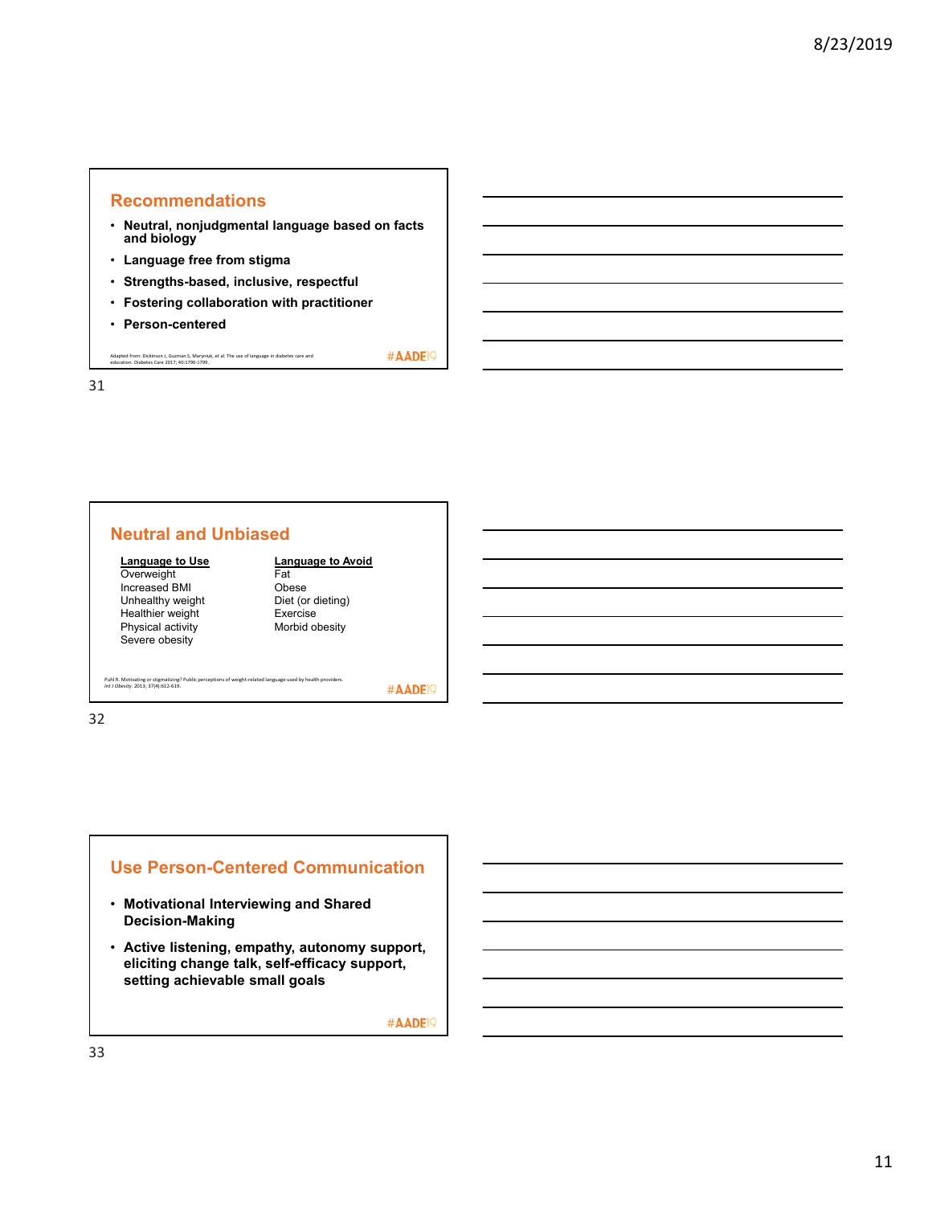## Recommendations

- **Neutral, nonjudgmental language based on facts and biology**
- **Language free from stigma**
- **Strengths-based, inclusive, respectful**
- **Fostering collaboration with practitioner**
- **Person-centered**

Adapted from: Dickinson J, Guzman S, Maryniuk, et al. The use of language in diabetes care and education. Diabetes Care 2017; 40:1790-1799.

#AADE19

## Neutral and Unbiased

| Language to Use | Language to Avoid |
|---|---|
| Overweight | Fat |
| Increased BMI | Obese |
| Unhealthy weight | Diet (or dieting) |
| Healthier weight | Exercise |
| Physical activity | Morbid obesity |
| Severe obesity | |

Puhl R. Motivating or stigmatizing? Public perceptions of weight-related language used by health providers. *Int J Obesity*. 2013; 37(4):612-619.

#AADE19

## Use Person-Centered Communication

- **Motivational Interviewing and Shared Decision-Making**
- **Active listening, empathy, autonomy support, eliciting change talk, self-efficacy support, setting achievable small goals**

#AADE19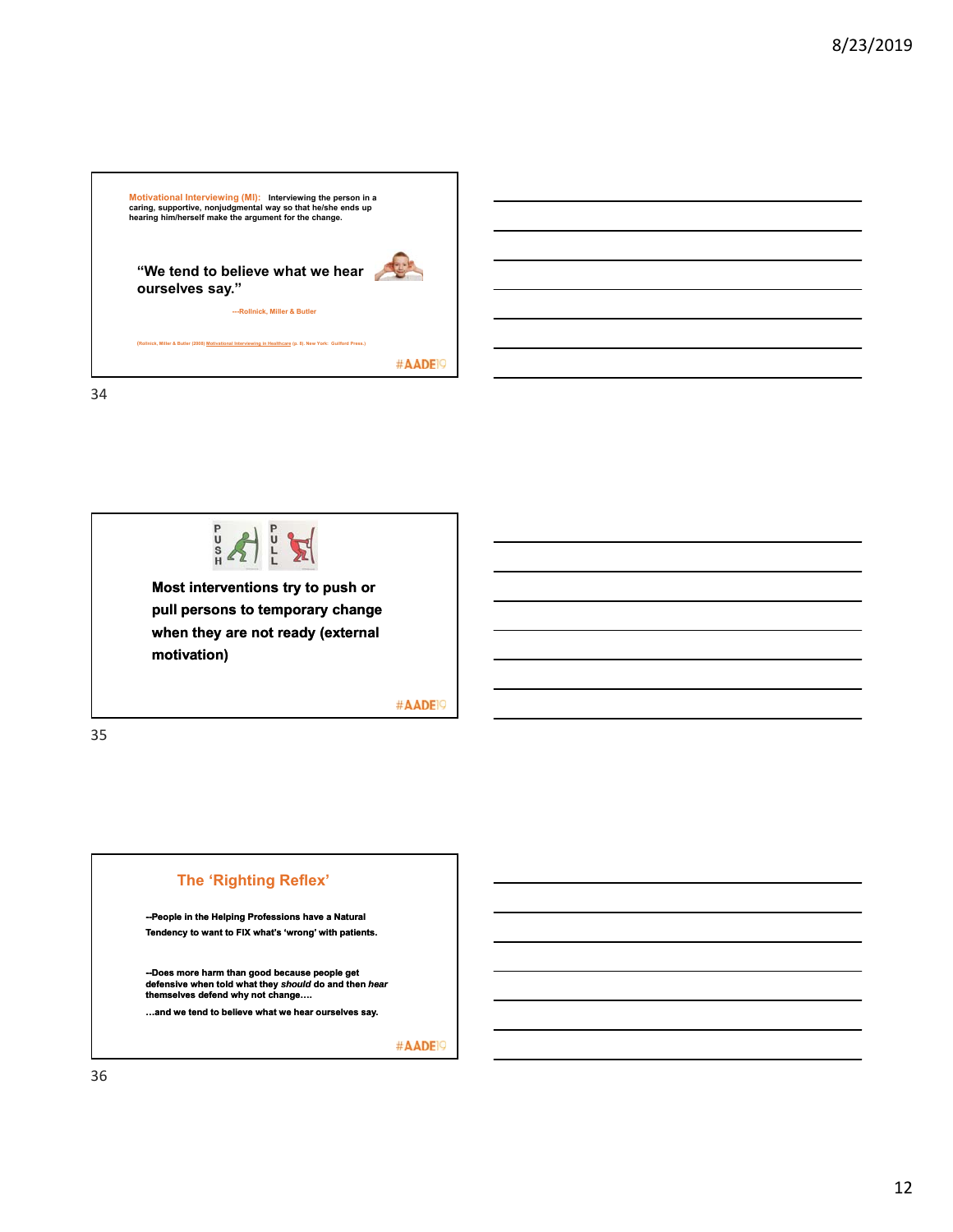**Motivational Interviewing (MI):** Interviewing the person in a caring, supportive, nonjudgmental way so that he/she ends up hearing him/herself make the argument for the change.

**"We tend to believe what we hear ourselves say."**

---Rollnick, Miller & Butler

(Rollnick, Miller & Butler (2008) Motivational Interviewing in Healthcare (p. 8). New York: Guilford Press.)

#AADE19

---

PUSH PULL

**Most interventions try to push or pull persons to temporary change when they are not ready (external motivation)**

#AADE19

---

## The 'Righting Reflex'

**--People in the Helping Professions have a Natural Tendency to want to FIX what's 'wrong' with patients.**

**--Does more harm than good because people get defensive when told what they *should* do and then *hear* themselves defend why not change….**

**…and we tend to believe what we hear ourselves say.**

#AADE19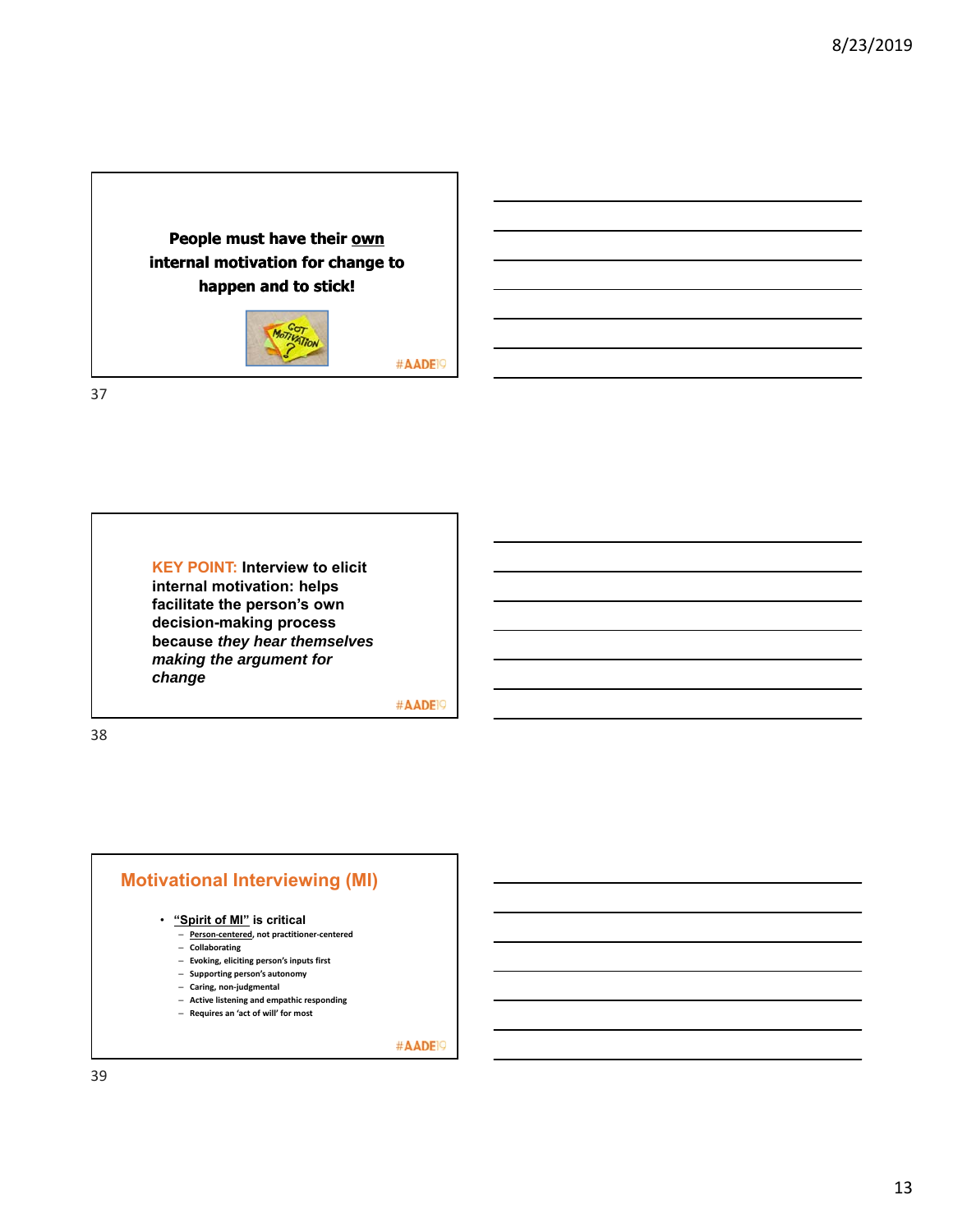**People must have their <u>own</u> internal motivation for change to happen and to stick!**

#AADE19

**KEY POINT:** **Interview to elicit internal motivation: helps facilitate the person's own decision-making process because *they hear themselves making the argument for change***

#AADE19

## Motivational Interviewing (MI)

- **<u>"Spirit of MI"</u> is critical**
  - <u>Person-centered</u>, not practitioner-centered
  - Collaborating
  - Evoking, eliciting person's inputs first
  - Supporting person's autonomy
  - Caring, non-judgmental
  - Active listening and empathic responding
  - Requires an 'act of will' for most

#AADE19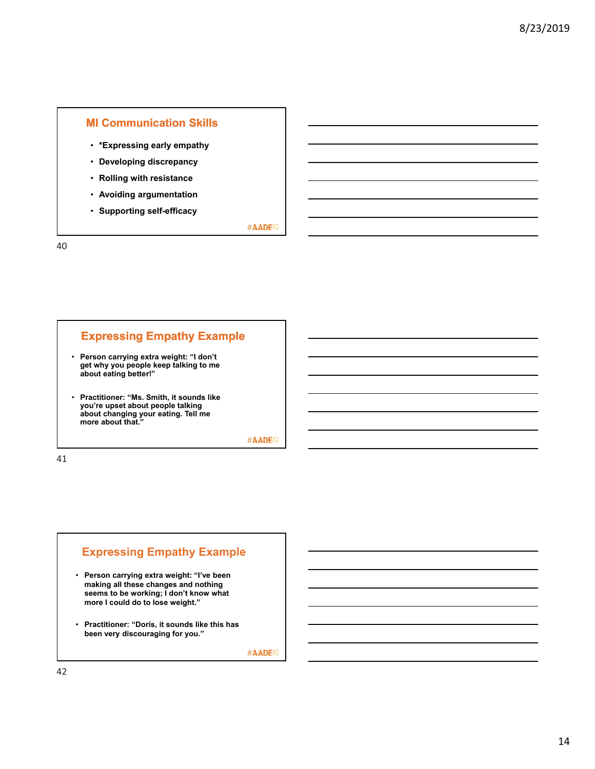## MI Communication Skills

- *Expressing early empathy
- Developing discrepancy
- Rolling with resistance
- Avoiding argumentation
- Supporting self-efficacy

#AADE19

## Expressing Empathy Example

- Person carrying extra weight: "I don't get why you people keep talking to me about eating better!"
- Practitioner: "Ms. Smith, it sounds like you're upset about people talking about changing your eating. Tell me more about that."

#AADE19

## Expressing Empathy Example

- Person carrying extra weight: "I've been making all these changes and nothing seems to be working; I don't know what more I could do to lose weight."
- Practitioner: "Doris, it sounds like this has been very discouraging for you."

#AADE19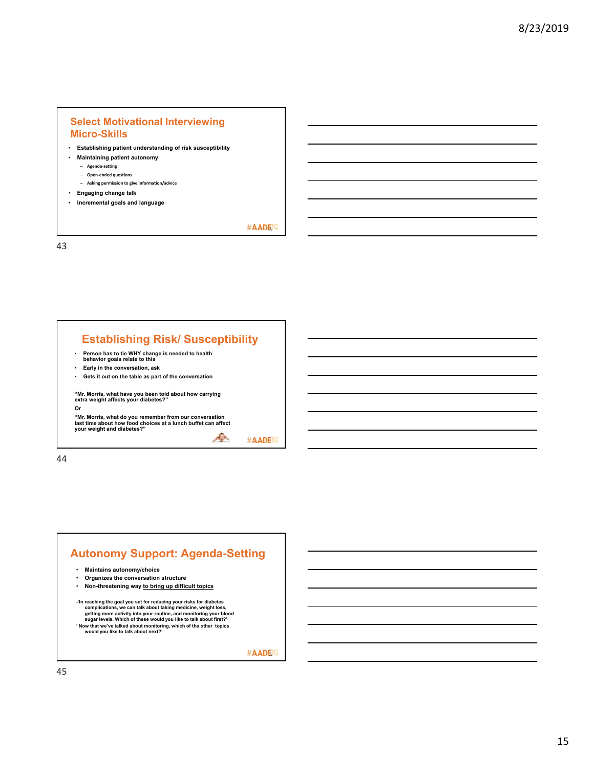## Select Motivational Interviewing Micro-Skills

- Establishing patient understanding of risk susceptibility
- Maintaining patient autonomy
  - Agenda-setting
  - Open-ended questions
  - Asking permission to give information/advice
- Engaging change talk
- Incremental goals and language

## Establishing Risk/ Susceptibility

- Person has to tie WHY change is needed to health behavior goals relate to this
- Early in the conversation, ask
- Gets it out on the table as part of the conversation

"Mr. Morris, what have you been told about how carrying extra weight affects your diabetes?"

Or

"Mr. Morris, what do you remember from our conversation last time about how food choices at a lunch buffet can affect your weight and diabetes?"

## Autonomy Support: Agenda-Setting

- Maintains autonomy/choice
- Organizes the conversation structure
- Non-threatening way to bring up difficult topics

-'In reaching the goal you set for reducing your risks for diabetes complications, we can talk about taking medicine, weight loss, getting more activity into your routine, and monitoring your blood sugar levels. Which of these would you like to talk about first?'

' Now that we've talked about monitoring, which of the other topics would you like to talk about next?'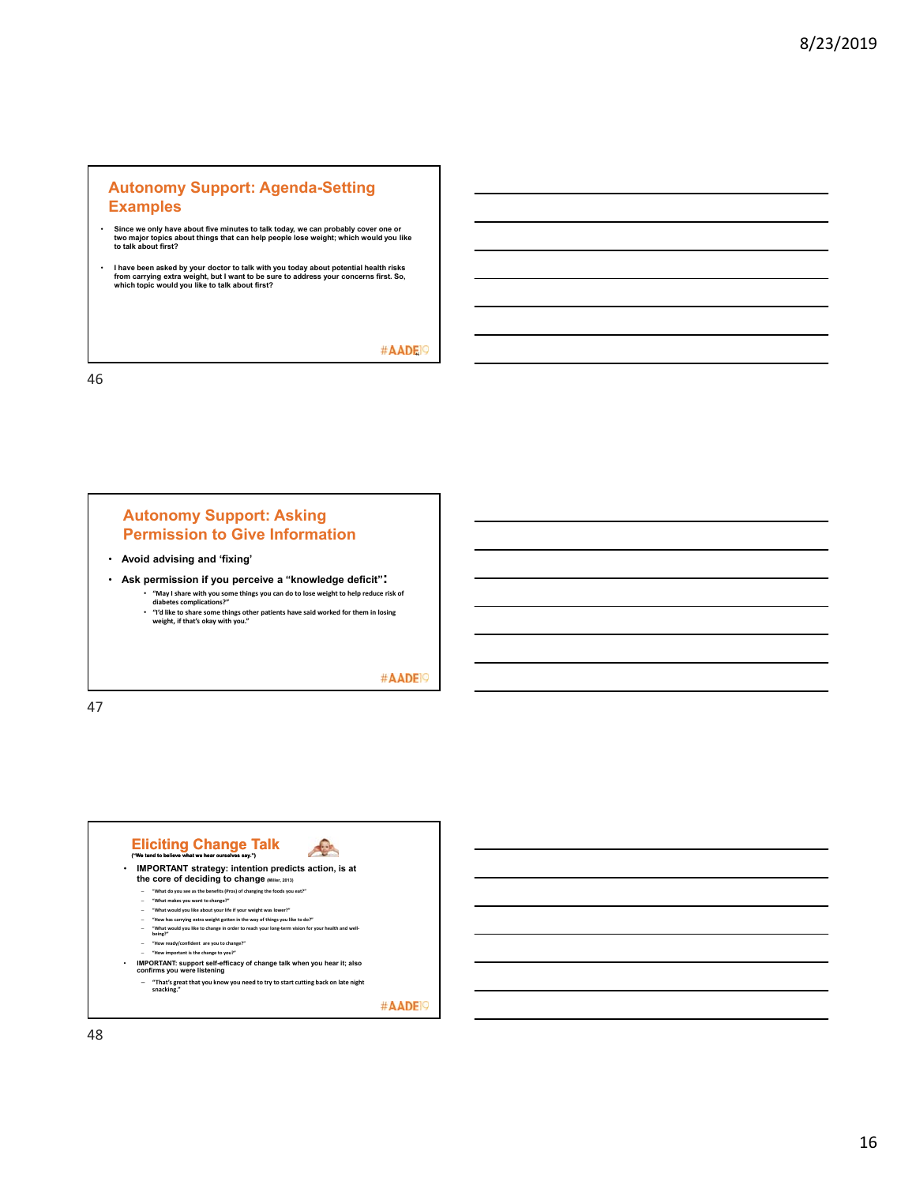## Autonomy Support: Agenda-Setting Examples

- Since we only have about five minutes to talk today, we can probably cover one or two major topics about things that can help people lose weight; which would you like to talk about first?
- I have been asked by your doctor to talk with you today about potential health risks from carrying extra weight, but I want to be sure to address your concerns first. So, which topic would you like to talk about first?

#AADE19

## Autonomy Support: Asking Permission to Give Information

- Avoid advising and 'fixing'
- Ask permission if you perceive a "knowledge deficit":
  - "May I share with you some things you can do to lose weight to help reduce risk of diabetes complications?"
  - "I'd like to share some things other patients have said worked for them in losing weight, if that's okay with you."

#AADE19

## Eliciting Change Talk

("We tend to believe what we hear ourselves say.")

- IMPORTANT strategy: intention predicts action, is at the core of deciding to change (Miller, 2013)
  - "What do you see as the benefits (Pros) of changing the foods you eat?"
  - "What makes you want to change?"
  - "What would you like about your life if your weight was lower?"
  - "How has carrying extra weight gotten in the way of things you like to do?"
  - "What would you like to change in order to reach your long-term vision for your health and well-being?"
  - "How ready/confident are you to change?"
  - "How important is the change to you?"
- IMPORTANT: support self-efficacy of change talk when you hear it; also confirms you were listening
  - "That's great that you know you need to try to start cutting back on late night snacking."

#AADE19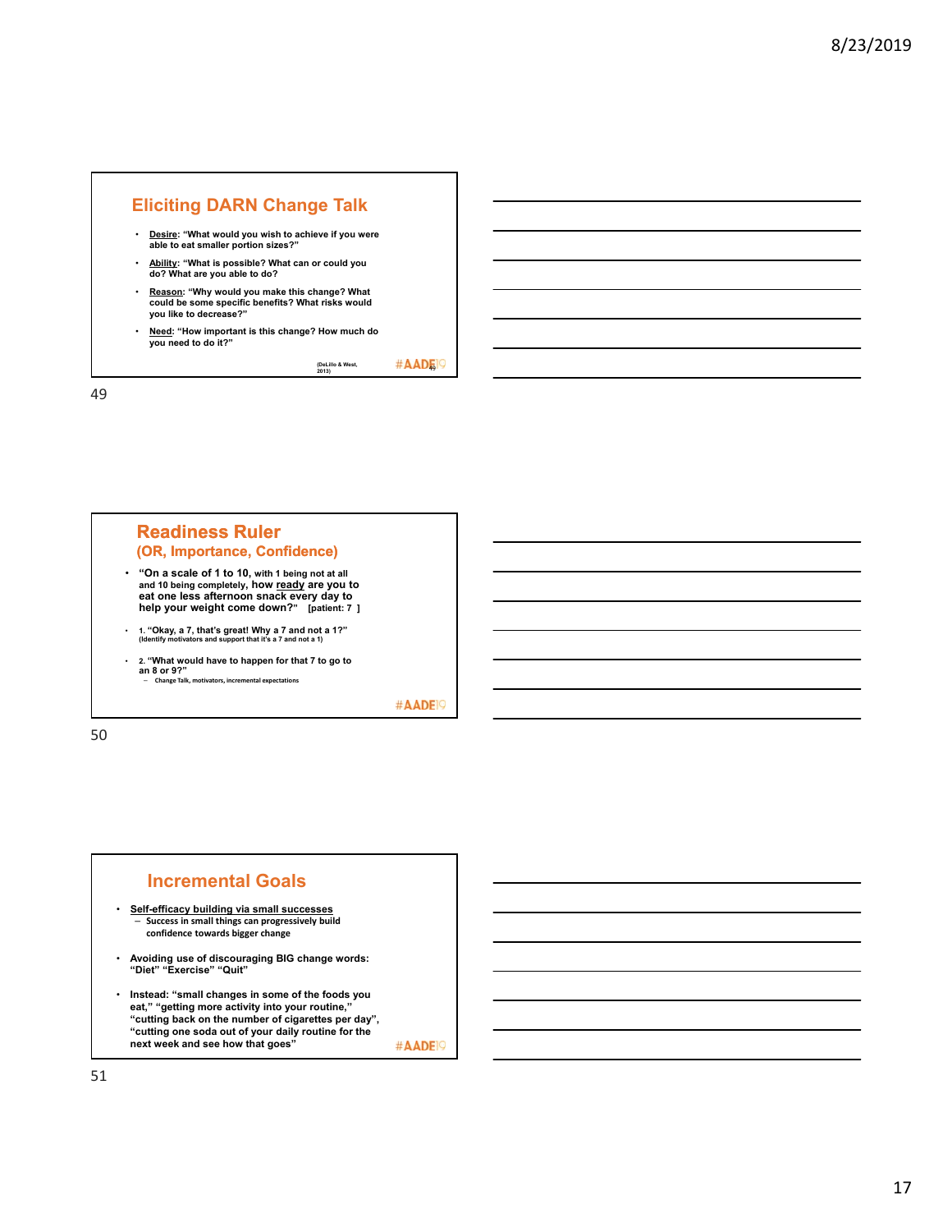## Eliciting DARN Change Talk

- Desire: "What would you wish to achieve if you were able to eat smaller portion sizes?"
- Ability: "What is possible? What can or could you do? What are you able to do?
- Reason: "Why would you make this change? What could be some specific benefits? What risks would you like to decrease?"
- Need: "How important is this change? How much do you need to do it?"

(DeLillo & West, 2013)

#AADE19

49

## Readiness Ruler
### (OR, Importance, Confidence)

- "On a scale of 1 to 10, with 1 being not at all and 10 being completely, how ready are you to eat one less afternoon snack every day to help your weight come down?" [patient: 7 ]
- 1. "Okay, a 7, that's great! Why a 7 and not a 1?" (Identify motivators and support that it's a 7 and not a 1)
- 2. "What would have to happen for that 7 to go to an 8 or 9?"
  - Change Talk, motivators, incremental expectations

#AADE19

50

## Incremental Goals

- Self-efficacy building via small successes
  - Success in small things can progressively build confidence towards bigger change
- Avoiding use of discouraging BIG change words: "Diet" "Exercise" "Quit"
- Instead: "small changes in some of the foods you eat," "getting more activity into your routine," "cutting back on the number of cigarettes per day", "cutting one soda out of your daily routine for the next week and see how that goes"

#AADE19

51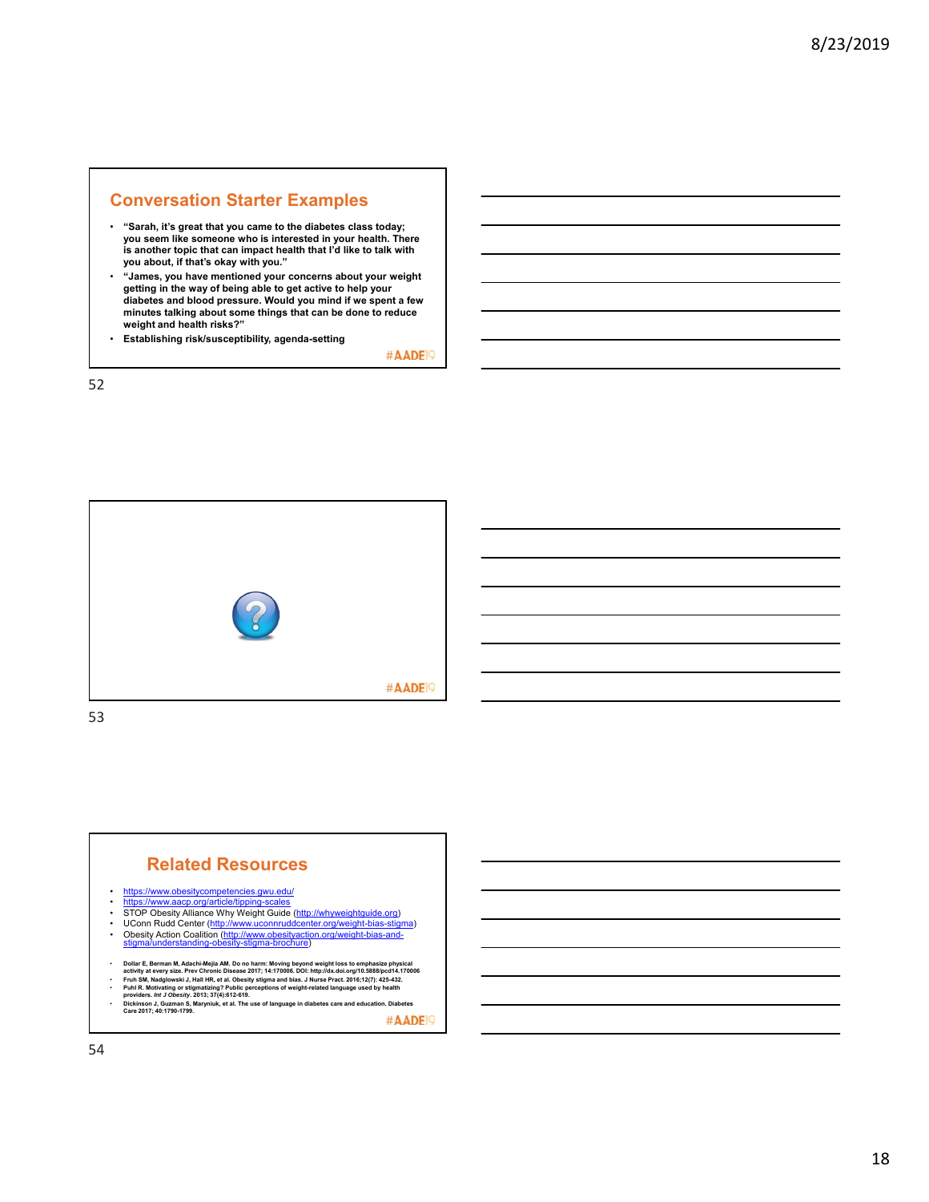## Conversation Starter Examples

- **"Sarah, it's great that you came to the diabetes class today; you seem like someone who is interested in your health. There is another topic that can impact health that I'd like to talk with you about, if that's okay with you."**
- **"James, you have mentioned your concerns about your weight getting in the way of being able to get active to help your diabetes and blood pressure. Would you mind if we spent a few minutes talking about some things that can be done to reduce weight and health risks?"**
- **Establishing risk/susceptibility, agenda-setting**

#AADE19

#AADE19

## Related Resources

- https://www.obesitycompetencies.gwu.edu/
- https://www.aacp.org/article/tipping-scales
- STOP Obesity Alliance Why Weight Guide (http://whyweightguide.org)
- UConn Rudd Center (http://www.uconnruddcenter.org/weight-bias-stigma)
- Obesity Action Coalition (http://www.obesityaction.org/weight-bias-and-stigma/understanding-obesity-stigma-brochure)

- **Dollar E, Berman M, Adachi-Mejia AM. Do no harm: Moving beyond weight loss to emphasize physical activity at every size. Prev Chronic Disease 2017; 14:170006. DOI: http://dx.doi.org/10.5888/pcd14.170006**
- **Fruh SM, Nadglowski J, Hall HR, et al. Obesity stigma and bias. J Nurse Pract. 2016;12(7): 425-432.**
- **Puhl R. Motivating or stigmatizing? Public perceptions of weight-related language used by health providers. *Int J Obesity*. 2013; 37(4):612-619.**
- **Dickinson J, Guzman S, Maryniuk, et al. The use of language in diabetes care and education. Diabetes Care 2017; 40:1790-1799.**

#AADE19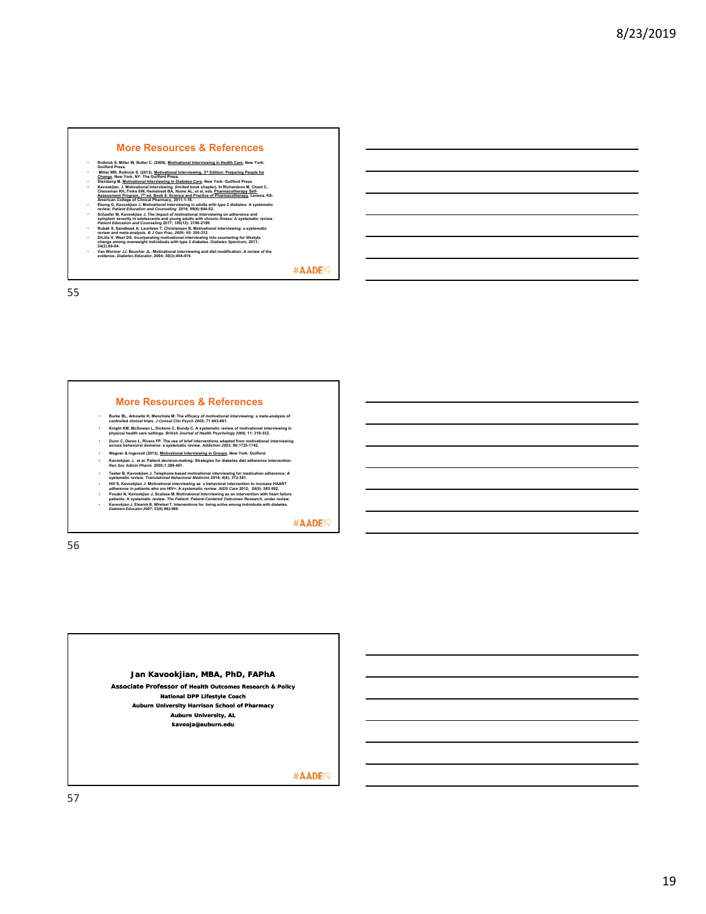## More Resources & References

- Rollnick S, Miller W, Butler C. (2009). Motivational Interviewing in Health Care, New York: Guilford Press.
- Miller WR, Rollnick S. (2013). Motivational Interviewing, 3rd Edition: Preparing People for Change, New York, NY: The Guilford Press.
- Steinberg M. Motivational Interviewing in Diabetes Care. New York: Guilford Press.
- Kavookjian, J. Motivational Interviewing. (Invited book chapter). In Richardson M, Chant C, Chessman KH, Finks SW, Hemstreet BA, Hume AL, et al, eds. Pharmacotherapy Self-Assessment Program, 7th ed. Book 8: Science and Practice of Pharmacotherapy. Lenexa, KS: American College of Clinical Pharmacy, 2011:1-18.
- Ekong G, Kavookjian J. Motivational Interviewing in adults with type 2 diabetes: A systematic review. *Patient Education and Counseling* 2016; 99(6):944-52.
- Schaefer M, Kavookjian J. The impact of motivational interviewing on adherence and symptom severity in adolescents and young adults with chronic illness: A systematic review. *Patient Education and Counseling* 2017; 100(12): 2190-2199.
- Rubak S, Sandboek A, Lauritzen T, Christensen B. Motivational interviewing: a systematic review and meta-analysis. *B J Gen Prac, 2005*; 55: 305-312.
- DiLillo V, West DS. Incorporating motivational interviewing into counseling for lifestyle change among overweight individuals with type 2 diabetes. *Diabetes Spectrum*, 2011; 24(2):80-84.
- Van Wormer JJ, Boucher JL. Motivational interviewing and diet modification: A review of the evidence. *Diabetes Educator*, 2004; 30(3):404-419.

#AADE19

## More Resources & References

- Burke BL, Arkowitz H, Menchola M: The efficacy of motivational interviewing: a meta-analysis of controlled clinical trials. *J Consul Clin Psych 2003*; 71:843-861.
- Knight KM, McGowan L, Dickens C, Bundy C. A systematic review of motivational interviewing in physical health care settings. *British Journal of Health Psychology 2006*; 11: 319-332.
- Dunn C, Deroo L, Rivara FP. The use of brief interventions adapted from motivational interviewing across behavioral domains: a systematic review. *Addiction 2001*; 96:1725-1742.
- Wagner & Ingersoll (2013). Motivational Interviewing in Groups, New York: Guilford.
- Kavookjian J, et al. Patient decision-making: Strategies for diabetes diet adherence intervention. *Res Soc Admin Pharm.* 2005;1:389-407.
- Teeter B, Kavookjian J. Telephone-based motivational interviewing for medication adherence: A systematic review. *Translational Behavioral Medicine* 2014; 4(4): 372-381.
- Hill S, Kavookjian J. Motivational interviewing as a behavioral intervention to increase HAART adherence in patients who are HIV+: A systematic review. *AIDS Care* 2012; 24(5): 583-592.
- Poudel N, Kavookjian J, Scalese M. Motivational Interviewing as an intervention with heart failure patients: A systematic review. *The Patient: Patient-Centered Outcomes Research*, under review.
- Kavookjian J, Elswick B, Whetsel T. Interventions for being active among individuals with diabetes. *Diabetes Educator 2007*; 33(6):962-988.

#AADE19

**Jan Kavookjian, MBA, PhD, FAPhA**

**Associate Professor of Health Outcomes Research & Policy**

**National DPP Lifestyle Coach**

**Auburn University Harrison School of Pharmacy**

**Auburn University, AL**

**kavooja@auburn.edu**

#AADE19